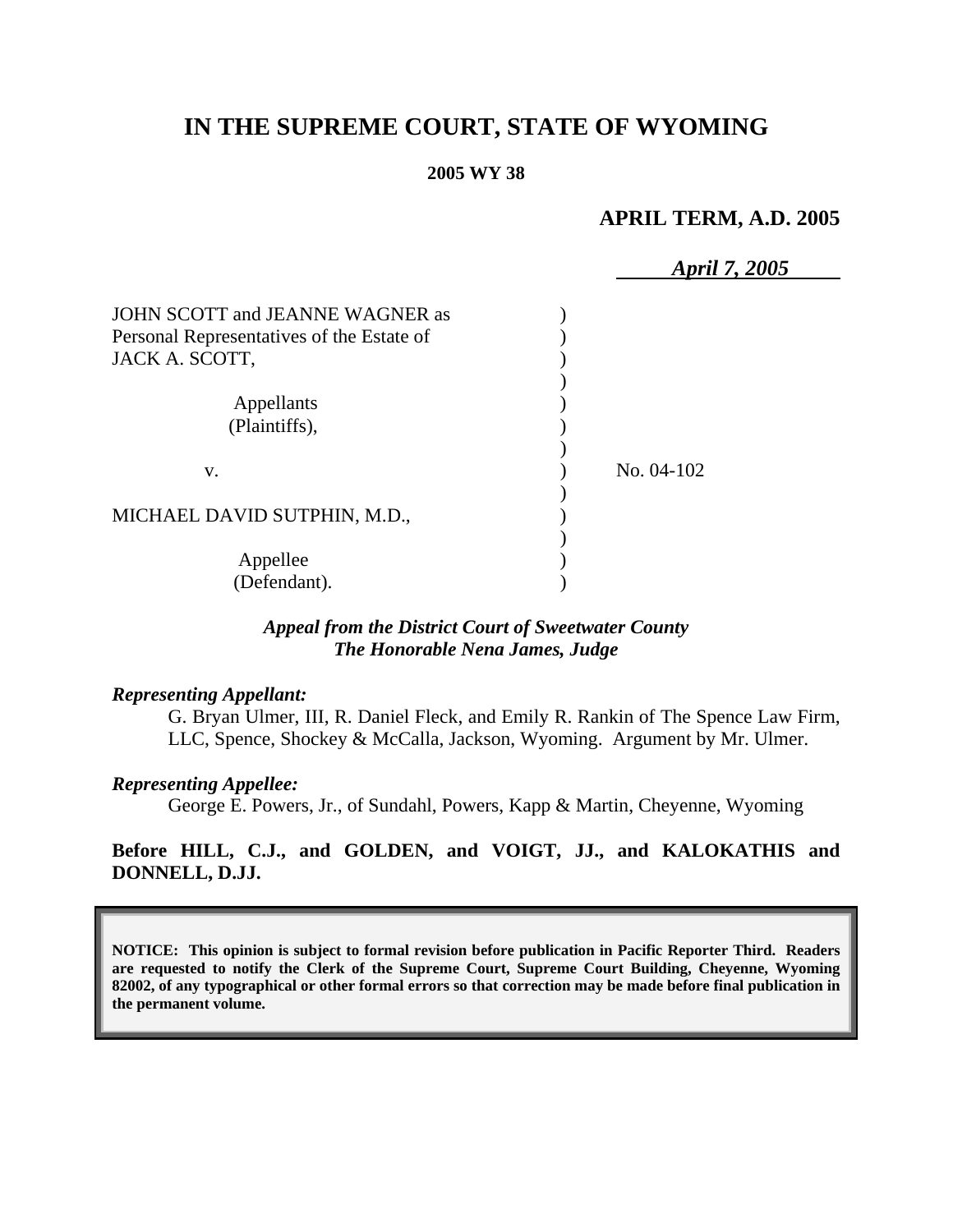# IN THE SUPREME COURT, STATE OF WYOMING

**2005 WY 38**

**APRIL TERM, A.D. 2005**

***April 7, 2005***

JOHN SCOTT and JEANNE WAGNER as Personal Representatives of the Estate of JACK A. SCOTT,

Appellants (Plaintiffs),

v.

MICHAEL DAVID SUTPHIN, M.D.,

Appellee (Defendant).

No. 04-102

***Appeal from the District Court of Sweetwater County***
***The Honorable Nena James, Judge***

***Representing Appellant:***

G. Bryan Ulmer, III, R. Daniel Fleck, and Emily R. Rankin of The Spence Law Firm, LLC, Spence, Shockey & McCalla, Jackson, Wyoming. Argument by Mr. Ulmer.

***Representing Appellee:***

George E. Powers, Jr., of Sundahl, Powers, Kapp & Martin, Cheyenne, Wyoming

**Before HILL, C.J., and GOLDEN, and VOIGT, JJ., and KALOKATHIS and DONNELL, D.JJ.**

**NOTICE: This opinion is subject to formal revision before publication in Pacific Reporter Third. Readers are requested to notify the Clerk of the Supreme Court, Supreme Court Building, Cheyenne, Wyoming 82002, of any typographical or other formal errors so that correction may be made before final publication in the permanent volume.**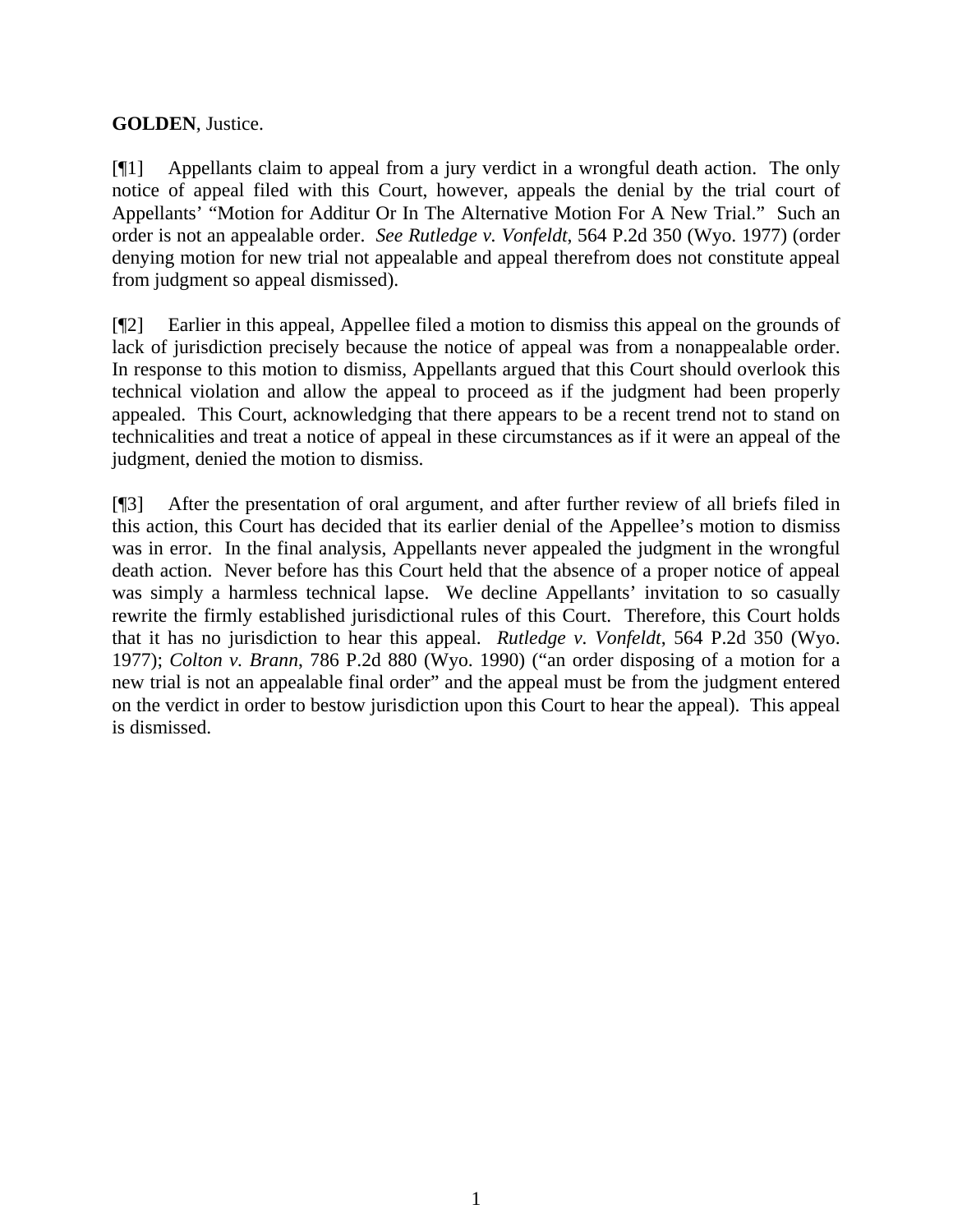**GOLDEN**, Justice.

[¶1] Appellants claim to appeal from a jury verdict in a wrongful death action. The only notice of appeal filed with this Court, however, appeals the denial by the trial court of Appellants' "Motion for Additur Or In The Alternative Motion For A New Trial." Such an order is not an appealable order. *See Rutledge v. Vonfeldt*, 564 P.2d 350 (Wyo. 1977) (order denying motion for new trial not appealable and appeal therefrom does not constitute appeal from judgment so appeal dismissed).

[¶2] Earlier in this appeal, Appellee filed a motion to dismiss this appeal on the grounds of lack of jurisdiction precisely because the notice of appeal was from a nonappealable order. In response to this motion to dismiss, Appellants argued that this Court should overlook this technical violation and allow the appeal to proceed as if the judgment had been properly appealed. This Court, acknowledging that there appears to be a recent trend not to stand on technicalities and treat a notice of appeal in these circumstances as if it were an appeal of the judgment, denied the motion to dismiss.

[¶3] After the presentation of oral argument, and after further review of all briefs filed in this action, this Court has decided that its earlier denial of the Appellee's motion to dismiss was in error. In the final analysis, Appellants never appealed the judgment in the wrongful death action. Never before has this Court held that the absence of a proper notice of appeal was simply a harmless technical lapse. We decline Appellants' invitation to so casually rewrite the firmly established jurisdictional rules of this Court. Therefore, this Court holds that it has no jurisdiction to hear this appeal. *Rutledge v. Vonfeldt*, 564 P.2d 350 (Wyo. 1977); *Colton v. Brann*, 786 P.2d 880 (Wyo. 1990) ("an order disposing of a motion for a new trial is not an appealable final order" and the appeal must be from the judgment entered on the verdict in order to bestow jurisdiction upon this Court to hear the appeal). This appeal is dismissed.